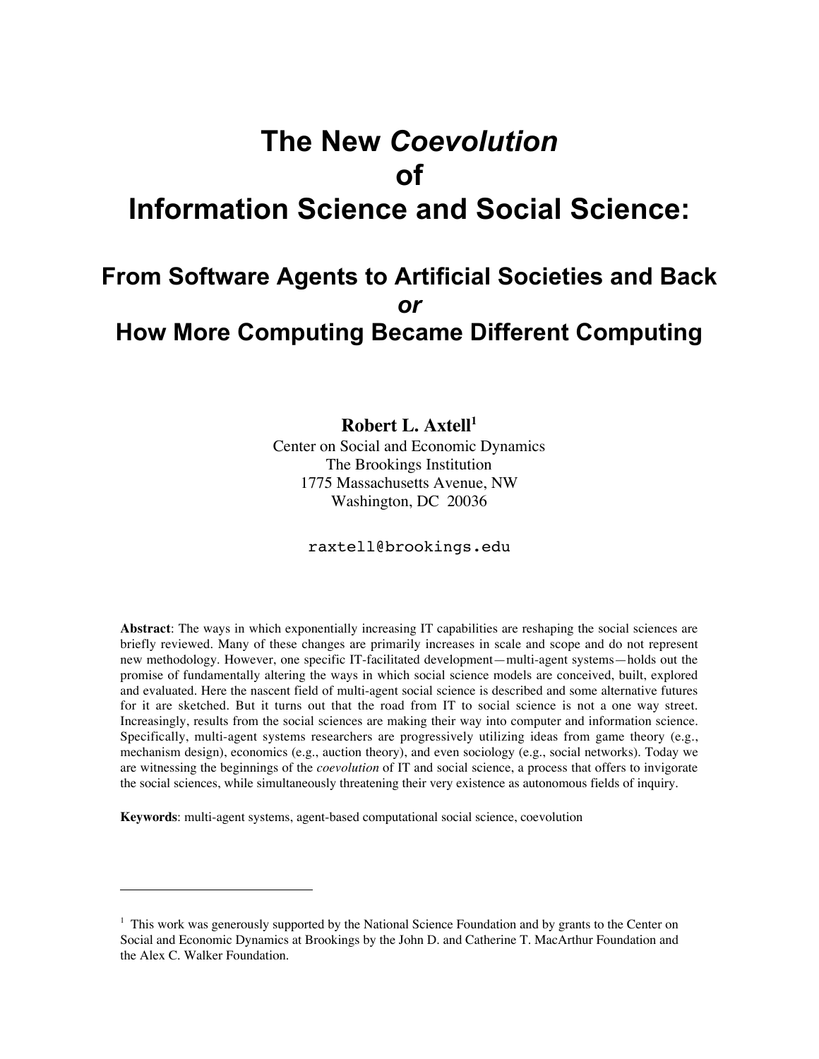# The New *Coevolution* of Information Science and Social Science:

## From Software Agents to Artificial Societies and Back *or* How More Computing Became Different Computing

**Robert L. Axtell**[1]

Center on Social and Economic Dynamics
The Brookings Institution
1775 Massachusetts Avenue, NW
Washington, DC 20036

raxtell@brookings.edu

**Abstract**: The ways in which exponentially increasing IT capabilities are reshaping the social sciences are briefly reviewed. Many of these changes are primarily increases in scale and scope and do not represent new methodology. However, one specific IT-facilitated development—multi-agent systems—holds out the promise of fundamentally altering the ways in which social science models are conceived, built, explored and evaluated. Here the nascent field of multi-agent social science is described and some alternative futures for it are sketched. But it turns out that the road from IT to social science is not a one way street. Increasingly, results from the social sciences are making their way into computer and information science. Specifically, multi-agent systems researchers are progressively utilizing ideas from game theory (e.g., mechanism design), economics (e.g., auction theory), and even sociology (e.g., social networks). Today we are witnessing the beginnings of the *coevolution* of IT and social science, a process that offers to invigorate the social sciences, while simultaneously threatening their very existence as autonomous fields of inquiry.

**Keywords**: multi-agent systems, agent-based computational social science, coevolution

---

[1] This work was generously supported by the National Science Foundation and by grants to the Center on Social and Economic Dynamics at Brookings by the John D. and Catherine T. MacArthur Foundation and the Alex C. Walker Foundation.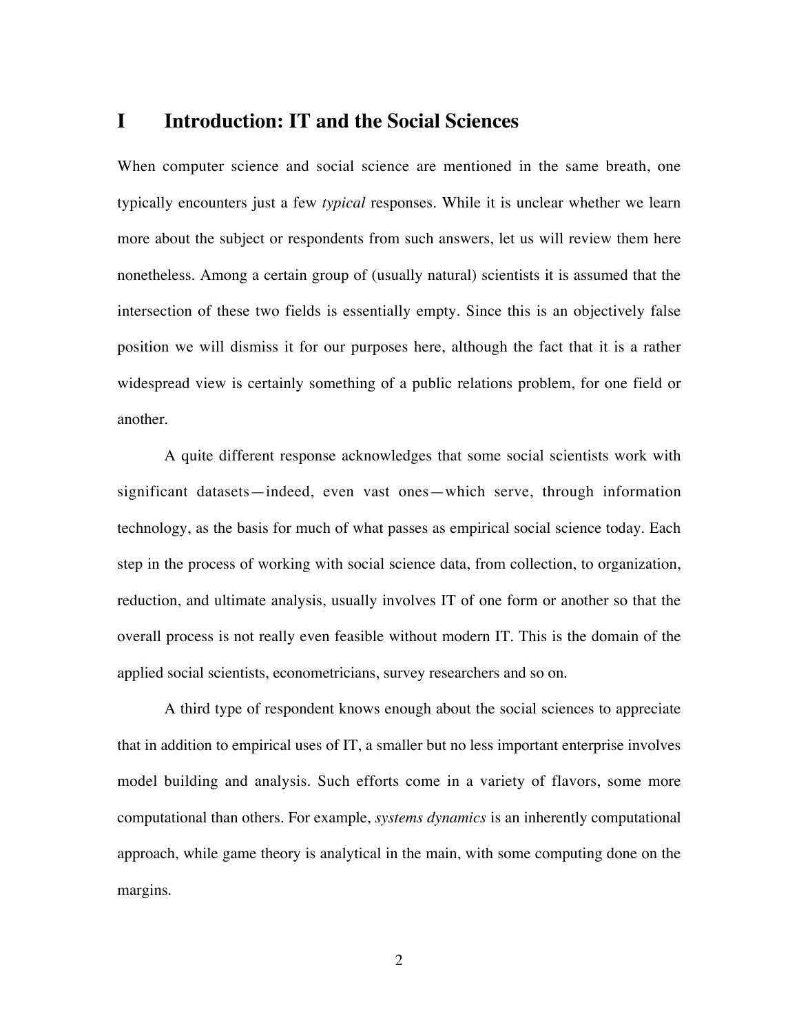# I Introduction: IT and the Social Sciences

When computer science and social science are mentioned in the same breath, one typically encounters just a few *typical* responses. While it is unclear whether we learn more about the subject or respondents from such answers, let us will review them here nonetheless. Among a certain group of (usually natural) scientists it is assumed that the intersection of these two fields is essentially empty. Since this is an objectively false position we will dismiss it for our purposes here, although the fact that it is a rather widespread view is certainly something of a public relations problem, for one field or another.

A quite different response acknowledges that some social scientists work with significant datasets—indeed, even vast ones—which serve, through information technology, as the basis for much of what passes as empirical social science today. Each step in the process of working with social science data, from collection, to organization, reduction, and ultimate analysis, usually involves IT of one form or another so that the overall process is not really even feasible without modern IT. This is the domain of the applied social scientists, econometricians, survey researchers and so on.

A third type of respondent knows enough about the social sciences to appreciate that in addition to empirical uses of IT, a smaller but no less important enterprise involves model building and analysis. Such efforts come in a variety of flavors, some more computational than others. For example, *systems dynamics* is an inherently computational approach, while game theory is analytical in the main, with some computing done on the margins.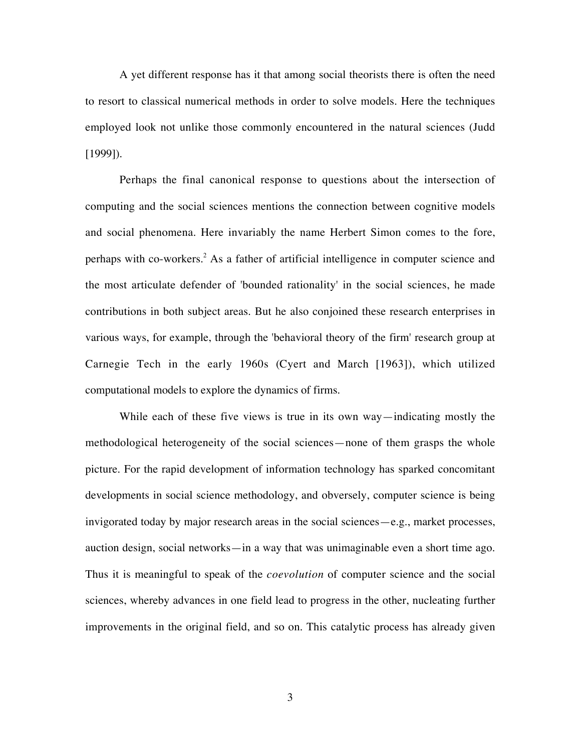A yet different response has it that among social theorists there is often the need to resort to classical numerical methods in order to solve models. Here the techniques employed look not unlike those commonly encountered in the natural sciences (Judd [1999]).

Perhaps the final canonical response to questions about the intersection of computing and the social sciences mentions the connection between cognitive models and social phenomena. Here invariably the name Herbert Simon comes to the fore, perhaps with co-workers.[2] As a father of artificial intelligence in computer science and the most articulate defender of 'bounded rationality' in the social sciences, he made contributions in both subject areas. But he also conjoined these research enterprises in various ways, for example, through the 'behavioral theory of the firm' research group at Carnegie Tech in the early 1960s (Cyert and March [1963]), which utilized computational models to explore the dynamics of firms.

While each of these five views is true in its own way—indicating mostly the methodological heterogeneity of the social sciences—none of them grasps the whole picture. For the rapid development of information technology has sparked concomitant developments in social science methodology, and obversely, computer science is being invigorated today by major research areas in the social sciences—e.g., market processes, auction design, social networks—in a way that was unimaginable even a short time ago. Thus it is meaningful to speak of the *coevolution* of computer science and the social sciences, whereby advances in one field lead to progress in the other, nucleating further improvements in the original field, and so on. This catalytic process has already given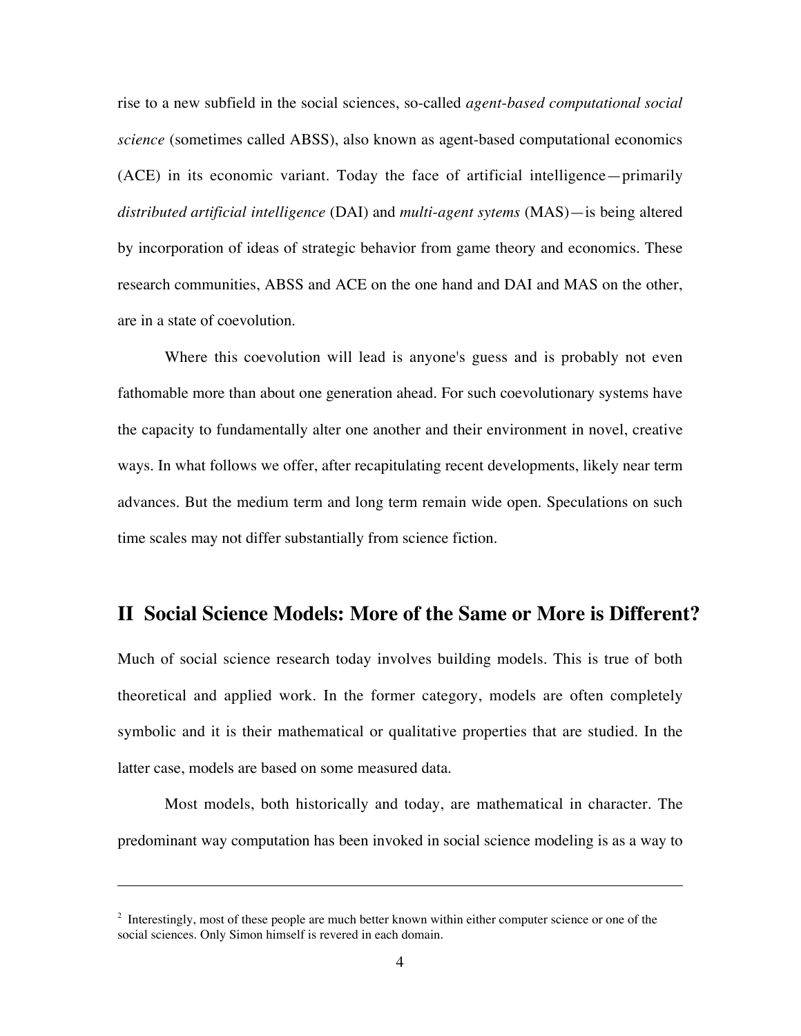rise to a new subfield in the social sciences, so-called *agent-based computational social science* (sometimes called ABSS), also known as agent-based computational economics (ACE) in its economic variant. Today the face of artificial intelligence—primarily *distributed artificial intelligence* (DAI) and *multi-agent sytems* (MAS)—is being altered by incorporation of ideas of strategic behavior from game theory and economics. These research communities, ABSS and ACE on the one hand and DAI and MAS on the other, are in a state of coevolution.

Where this coevolution will lead is anyone's guess and is probably not even fathomable more than about one generation ahead. For such coevolutionary systems have the capacity to fundamentally alter one another and their environment in novel, creative ways. In what follows we offer, after recapitulating recent developments, likely near term advances. But the medium term and long term remain wide open. Speculations on such time scales may not differ substantially from science fiction.

## II Social Science Models: More of the Same or More is Different?

Much of social science research today involves building models. This is true of both theoretical and applied work. In the former category, models are often completely symbolic and it is their mathematical or qualitative properties that are studied. In the latter case, models are based on some measured data.

Most models, both historically and today, are mathematical in character. The predominant way computation has been invoked in social science modeling is as a way to

---

[2] Interestingly, most of these people are much better known within either computer science or one of the social sciences. Only Simon himself is revered in each domain.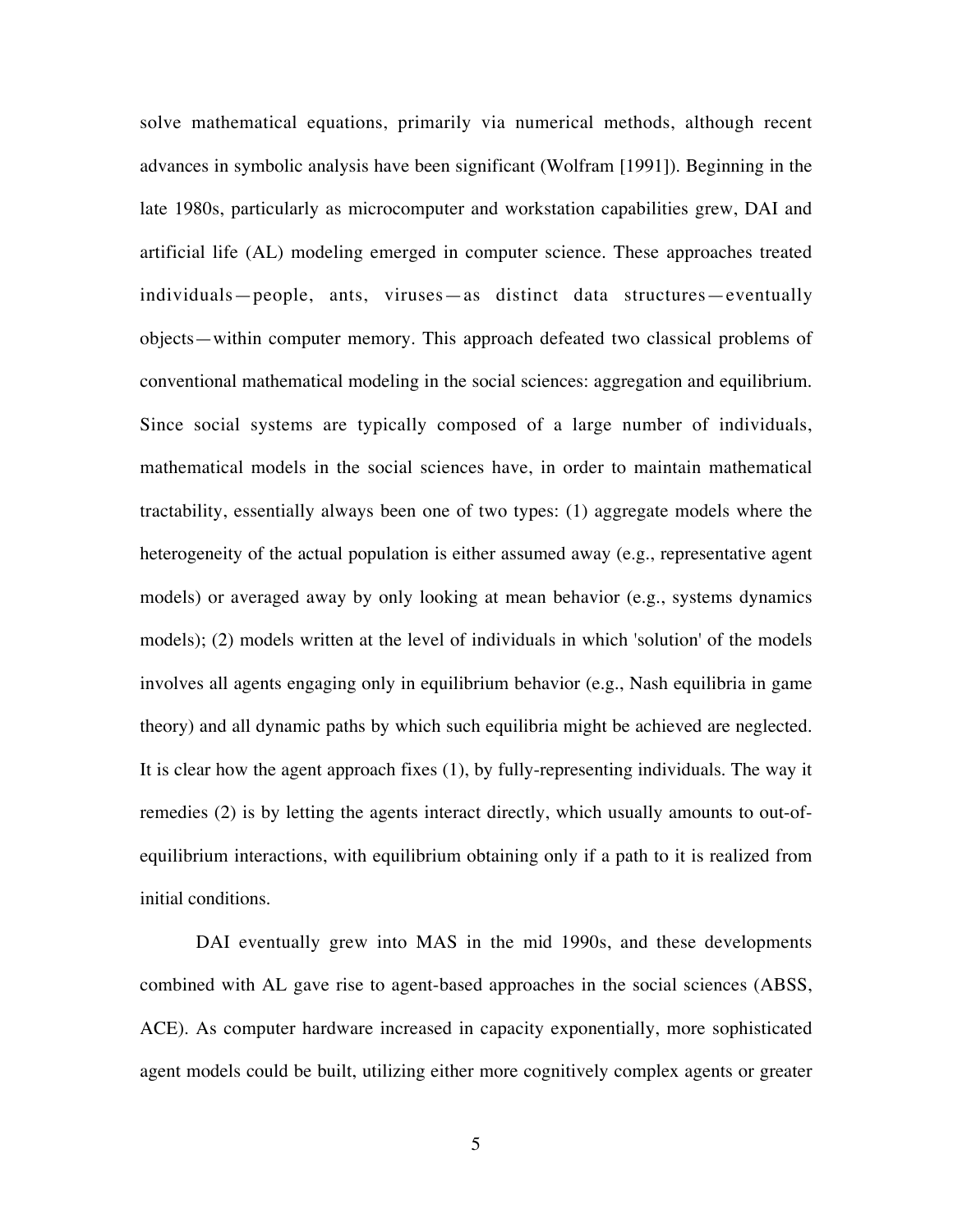solve mathematical equations, primarily via numerical methods, although recent advances in symbolic analysis have been significant (Wolfram [1991]). Beginning in the late 1980s, particularly as microcomputer and workstation capabilities grew, DAI and artificial life (AL) modeling emerged in computer science. These approaches treated individuals—people, ants, viruses—as distinct data structures—eventually objects—within computer memory. This approach defeated two classical problems of conventional mathematical modeling in the social sciences: aggregation and equilibrium. Since social systems are typically composed of a large number of individuals, mathematical models in the social sciences have, in order to maintain mathematical tractability, essentially always been one of two types: (1) aggregate models where the heterogeneity of the actual population is either assumed away (e.g., representative agent models) or averaged away by only looking at mean behavior (e.g., systems dynamics models); (2) models written at the level of individuals in which 'solution' of the models involves all agents engaging only in equilibrium behavior (e.g., Nash equilibria in game theory) and all dynamic paths by which such equilibria might be achieved are neglected. It is clear how the agent approach fixes (1), by fully-representing individuals. The way it remedies (2) is by letting the agents interact directly, which usually amounts to out-of-equilibrium interactions, with equilibrium obtaining only if a path to it is realized from initial conditions.

DAI eventually grew into MAS in the mid 1990s, and these developments combined with AL gave rise to agent-based approaches in the social sciences (ABSS, ACE). As computer hardware increased in capacity exponentially, more sophisticated agent models could be built, utilizing either more cognitively complex agents or greater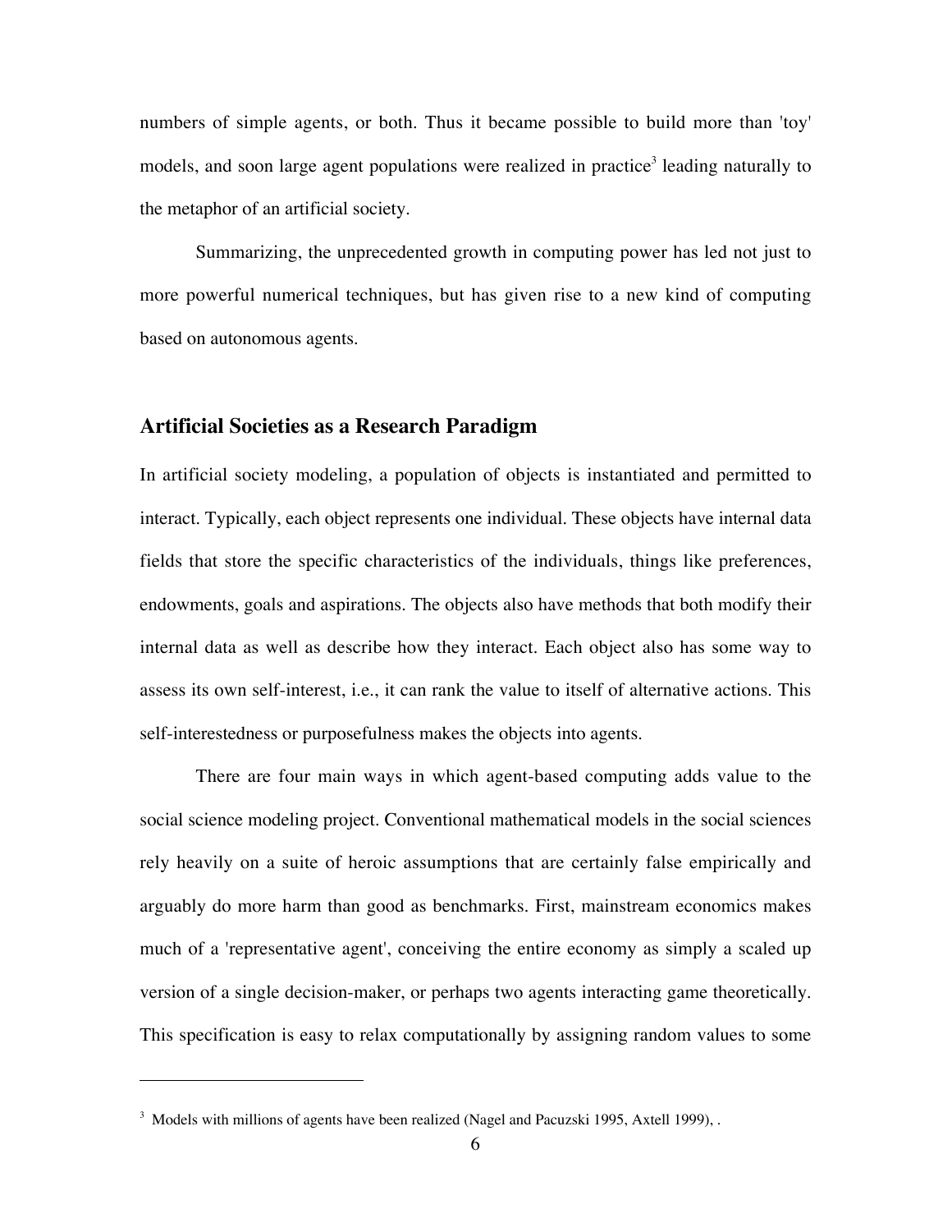numbers of simple agents, or both. Thus it became possible to build more than 'toy' models, and soon large agent populations were realized in practice[3] leading naturally to the metaphor of an artificial society.

Summarizing, the unprecedented growth in computing power has led not just to more powerful numerical techniques, but has given rise to a new kind of computing based on autonomous agents.

## Artificial Societies as a Research Paradigm

In artificial society modeling, a population of objects is instantiated and permitted to interact. Typically, each object represents one individual. These objects have internal data fields that store the specific characteristics of the individuals, things like preferences, endowments, goals and aspirations. The objects also have methods that both modify their internal data as well as describe how they interact. Each object also has some way to assess its own self-interest, i.e., it can rank the value to itself of alternative actions. This self-interestedness or purposefulness makes the objects into agents.

There are four main ways in which agent-based computing adds value to the social science modeling project. Conventional mathematical models in the social sciences rely heavily on a suite of heroic assumptions that are certainly false empirically and arguably do more harm than good as benchmarks. First, mainstream economics makes much of a 'representative agent', conceiving the entire economy as simply a scaled up version of a single decision-maker, or perhaps two agents interacting game theoretically. This specification is easy to relax computationally by assigning random values to some

---

[3] Models with millions of agents have been realized (Nagel and Pacuzski 1995, Axtell 1999), .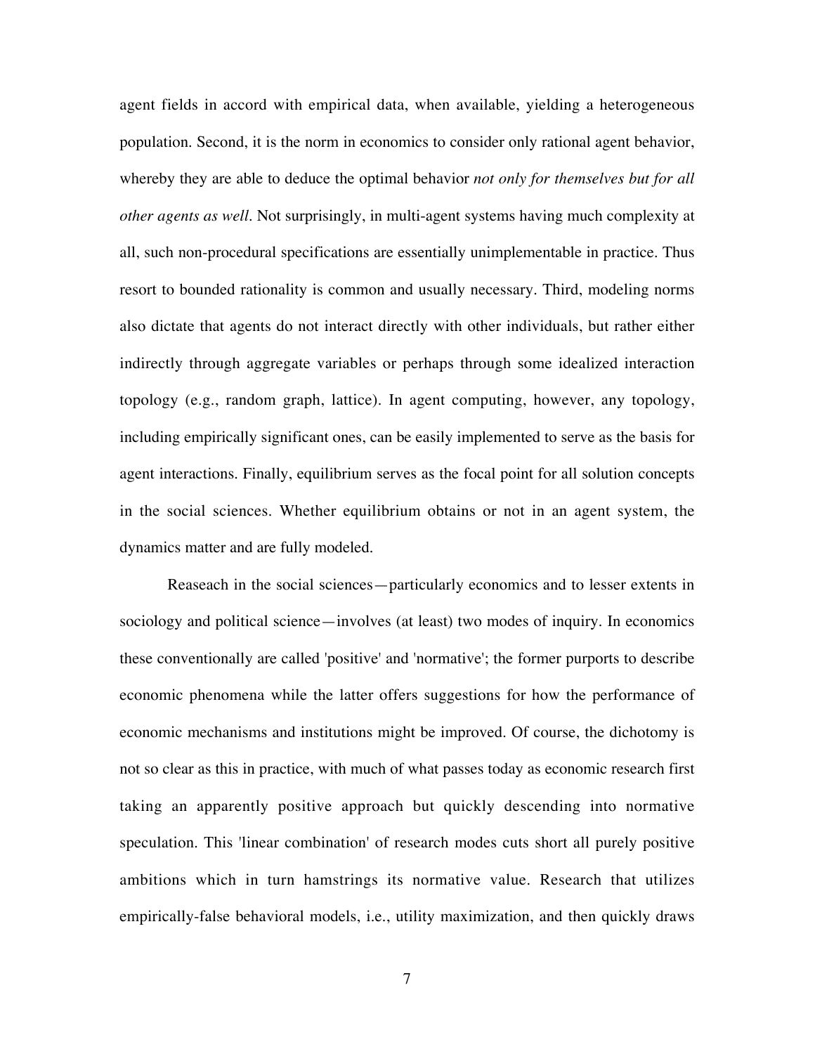agent fields in accord with empirical data, when available, yielding a heterogeneous population. Second, it is the norm in economics to consider only rational agent behavior, whereby they are able to deduce the optimal behavior *not only for themselves but for all other agents as well*. Not surprisingly, in multi-agent systems having much complexity at all, such non-procedural specifications are essentially unimplementable in practice. Thus resort to bounded rationality is common and usually necessary. Third, modeling norms also dictate that agents do not interact directly with other individuals, but rather either indirectly through aggregate variables or perhaps through some idealized interaction topology (e.g., random graph, lattice). In agent computing, however, any topology, including empirically significant ones, can be easily implemented to serve as the basis for agent interactions. Finally, equilibrium serves as the focal point for all solution concepts in the social sciences. Whether equilibrium obtains or not in an agent system, the dynamics matter and are fully modeled.

Reaseach in the social sciences—particularly economics and to lesser extents in sociology and political science—involves (at least) two modes of inquiry. In economics these conventionally are called 'positive' and 'normative'; the former purports to describe economic phenomena while the latter offers suggestions for how the performance of economic mechanisms and institutions might be improved. Of course, the dichotomy is not so clear as this in practice, with much of what passes today as economic research first taking an apparently positive approach but quickly descending into normative speculation. This 'linear combination' of research modes cuts short all purely positive ambitions which in turn hamstrings its normative value. Research that utilizes empirically-false behavioral models, i.e., utility maximization, and then quickly draws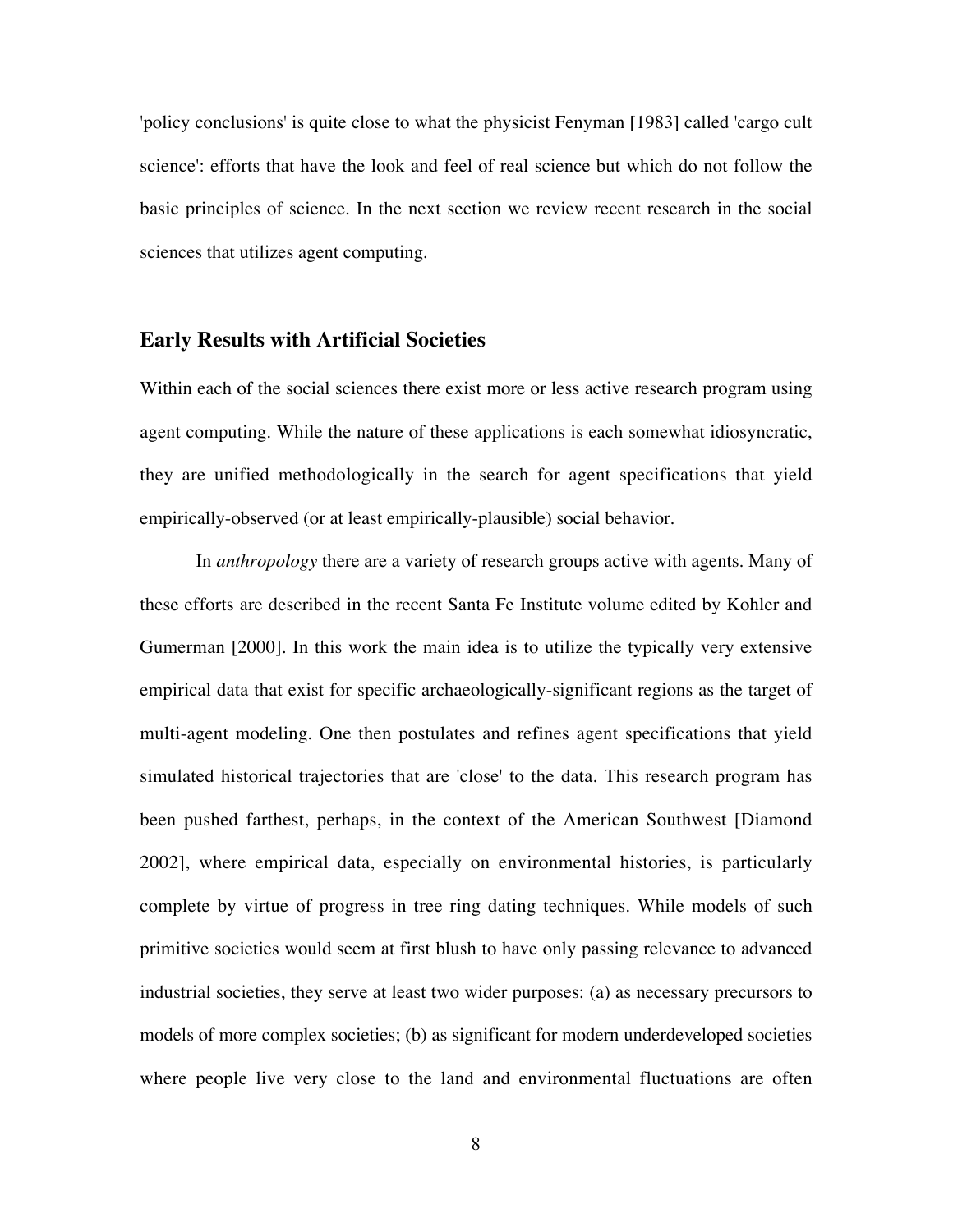'policy conclusions' is quite close to what the physicist Fenyman [1983] called 'cargo cult science': efforts that have the look and feel of real science but which do not follow the basic principles of science. In the next section we review recent research in the social sciences that utilizes agent computing.

## Early Results with Artificial Societies

Within each of the social sciences there exist more or less active research program using agent computing. While the nature of these applications is each somewhat idiosyncratic, they are unified methodologically in the search for agent specifications that yield empirically-observed (or at least empirically-plausible) social behavior.

In *anthropology* there are a variety of research groups active with agents. Many of these efforts are described in the recent Santa Fe Institute volume edited by Kohler and Gumerman [2000]. In this work the main idea is to utilize the typically very extensive empirical data that exist for specific archaeologically-significant regions as the target of multi-agent modeling. One then postulates and refines agent specifications that yield simulated historical trajectories that are 'close' to the data. This research program has been pushed farthest, perhaps, in the context of the American Southwest [Diamond 2002], where empirical data, especially on environmental histories, is particularly complete by virtue of progress in tree ring dating techniques. While models of such primitive societies would seem at first blush to have only passing relevance to advanced industrial societies, they serve at least two wider purposes: (a) as necessary precursors to models of more complex societies; (b) as significant for modern underdeveloped societies where people live very close to the land and environmental fluctuations are often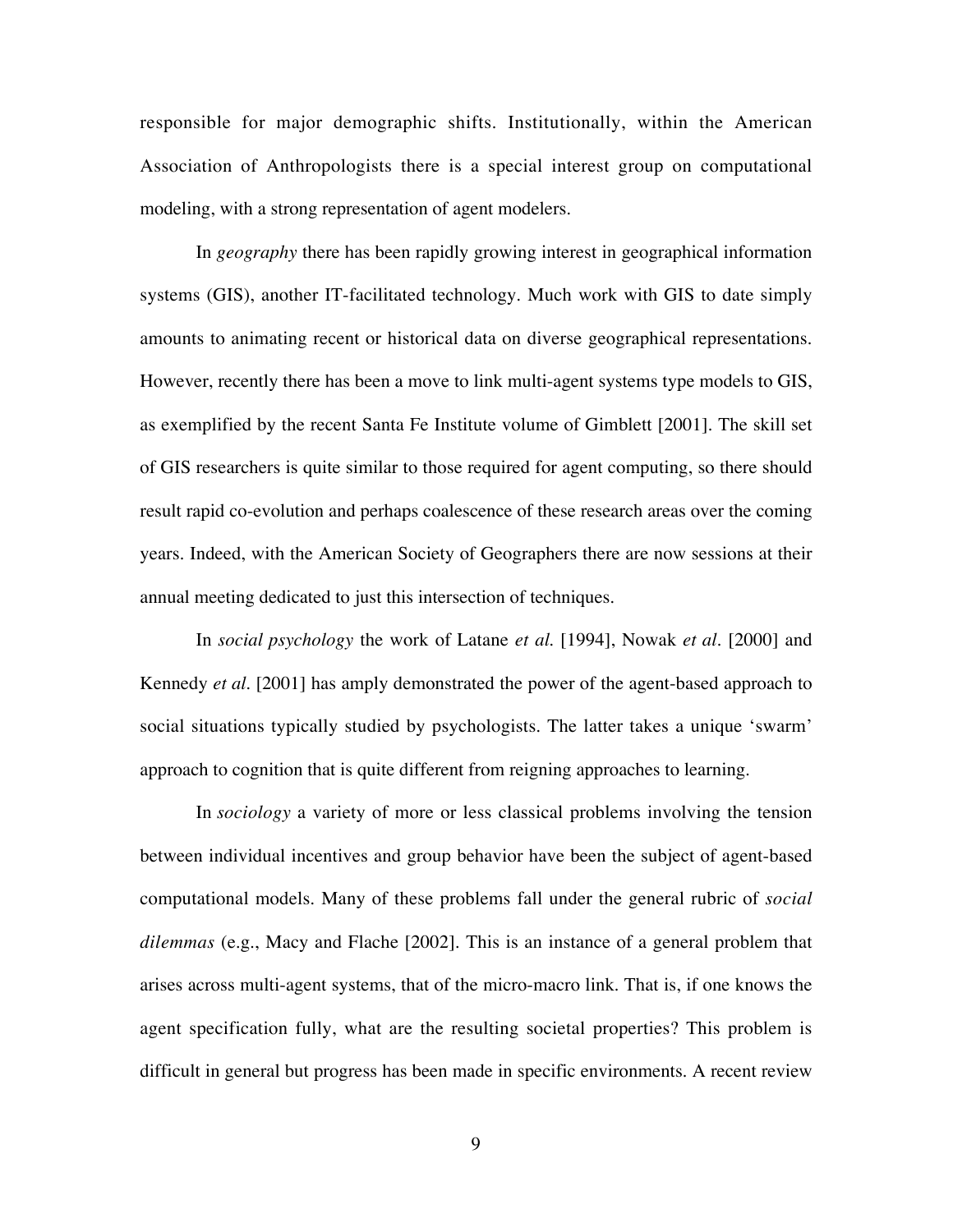responsible for major demographic shifts. Institutionally, within the American Association of Anthropologists there is a special interest group on computational modeling, with a strong representation of agent modelers.

In *geography* there has been rapidly growing interest in geographical information systems (GIS), another IT-facilitated technology. Much work with GIS to date simply amounts to animating recent or historical data on diverse geographical representations. However, recently there has been a move to link multi-agent systems type models to GIS, as exemplified by the recent Santa Fe Institute volume of Gimblett [2001]. The skill set of GIS researchers is quite similar to those required for agent computing, so there should result rapid co-evolution and perhaps coalescence of these research areas over the coming years. Indeed, with the American Society of Geographers there are now sessions at their annual meeting dedicated to just this intersection of techniques.

In *social psychology* the work of Latane *et al.* [1994], Nowak *et al*. [2000] and Kennedy *et al*. [2001] has amply demonstrated the power of the agent-based approach to social situations typically studied by psychologists. The latter takes a unique 'swarm' approach to cognition that is quite different from reigning approaches to learning.

In *sociology* a variety of more or less classical problems involving the tension between individual incentives and group behavior have been the subject of agent-based computational models. Many of these problems fall under the general rubric of *social dilemmas* (e.g., Macy and Flache [2002]. This is an instance of a general problem that arises across multi-agent systems, that of the micro-macro link. That is, if one knows the agent specification fully, what are the resulting societal properties? This problem is difficult in general but progress has been made in specific environments. A recent review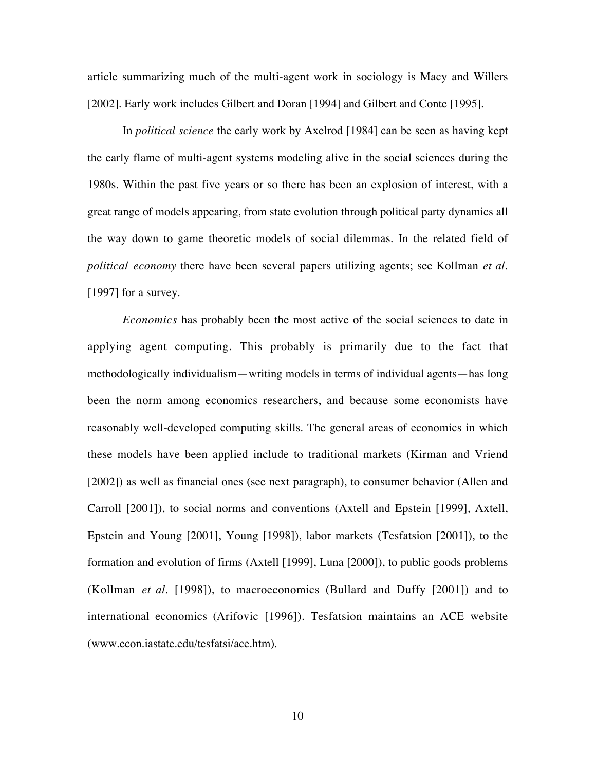article summarizing much of the multi-agent work in sociology is Macy and Willers [2002]. Early work includes Gilbert and Doran [1994] and Gilbert and Conte [1995].

In *political science* the early work by Axelrod [1984] can be seen as having kept the early flame of multi-agent systems modeling alive in the social sciences during the 1980s. Within the past five years or so there has been an explosion of interest, with a great range of models appearing, from state evolution through political party dynamics all the way down to game theoretic models of social dilemmas. In the related field of *political economy* there have been several papers utilizing agents; see Kollman *et al.* [1997] for a survey.

*Economics* has probably been the most active of the social sciences to date in applying agent computing. This probably is primarily due to the fact that methodologically individualism—writing models in terms of individual agents—has long been the norm among economics researchers, and because some economists have reasonably well-developed computing skills. The general areas of economics in which these models have been applied include to traditional markets (Kirman and Vriend [2002]) as well as financial ones (see next paragraph), to consumer behavior (Allen and Carroll [2001]), to social norms and conventions (Axtell and Epstein [1999], Axtell, Epstein and Young [2001], Young [1998]), labor markets (Tesfatsion [2001]), to the formation and evolution of firms (Axtell [1999], Luna [2000]), to public goods problems (Kollman *et al.* [1998]), to macroeconomics (Bullard and Duffy [2001]) and to international economics (Arifovic [1996]). Tesfatsion maintains an ACE website (www.econ.iastate.edu/tesfatsi/ace.htm).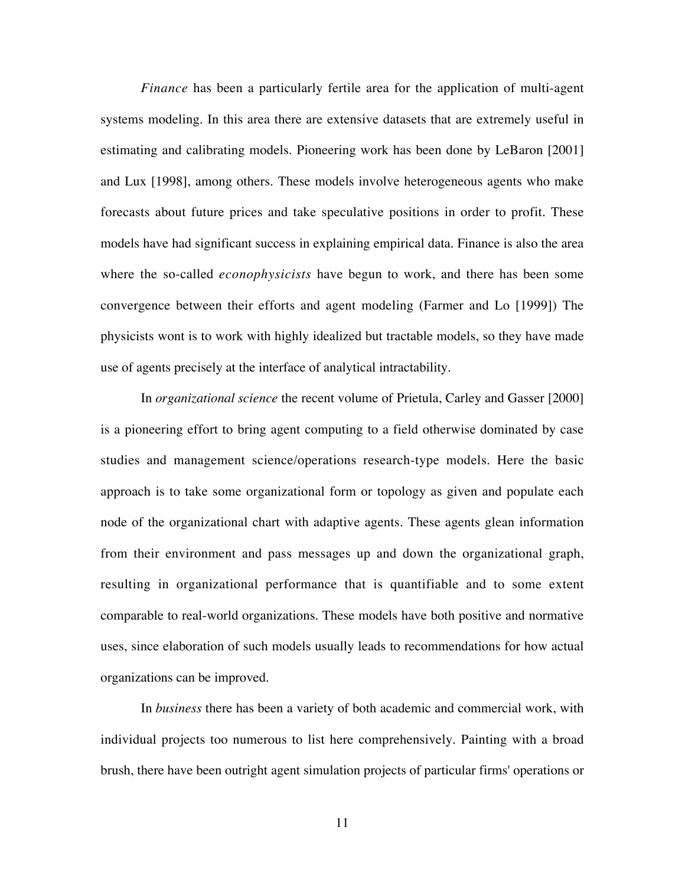*Finance* has been a particularly fertile area for the application of multi-agent systems modeling. In this area there are extensive datasets that are extremely useful in estimating and calibrating models. Pioneering work has been done by LeBaron [2001] and Lux [1998], among others. These models involve heterogeneous agents who make forecasts about future prices and take speculative positions in order to profit. These models have had significant success in explaining empirical data. Finance is also the area where the so-called *econophysicists* have begun to work, and there has been some convergence between their efforts and agent modeling (Farmer and Lo [1999]) The physicists wont is to work with highly idealized but tractable models, so they have made use of agents precisely at the interface of analytical intractability.

In *organizational science* the recent volume of Prietula, Carley and Gasser [2000] is a pioneering effort to bring agent computing to a field otherwise dominated by case studies and management science/operations research-type models. Here the basic approach is to take some organizational form or topology as given and populate each node of the organizational chart with adaptive agents. These agents glean information from their environment and pass messages up and down the organizational graph, resulting in organizational performance that is quantifiable and to some extent comparable to real-world organizations. These models have both positive and normative uses, since elaboration of such models usually leads to recommendations for how actual organizations can be improved.

In *business* there has been a variety of both academic and commercial work, with individual projects too numerous to list here comprehensively. Painting with a broad brush, there have been outright agent simulation projects of particular firms' operations or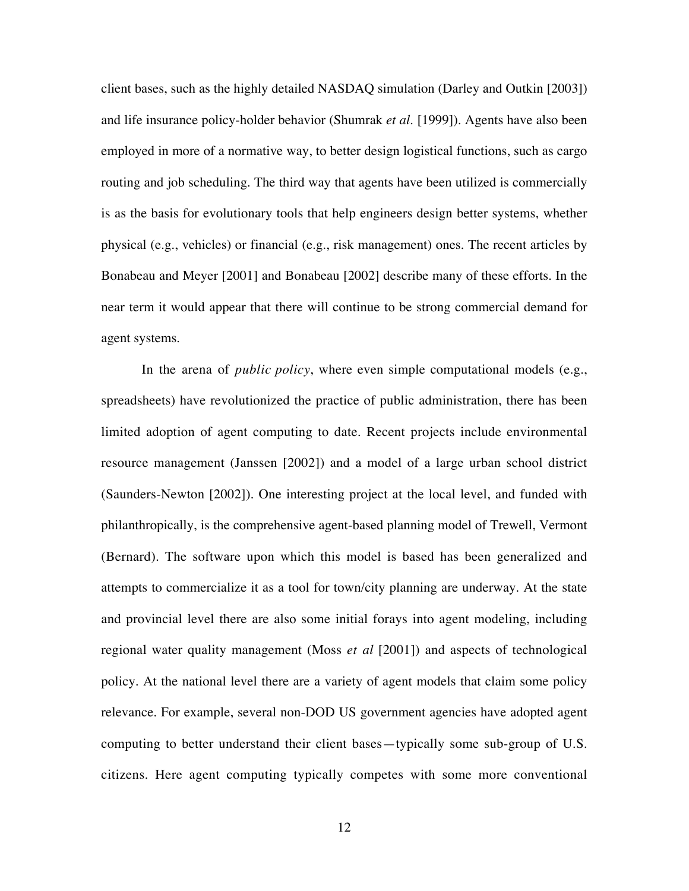client bases, such as the highly detailed NASDAQ simulation (Darley and Outkin [2003]) and life insurance policy-holder behavior (Shumrak *et al.* [1999]). Agents have also been employed in more of a normative way, to better design logistical functions, such as cargo routing and job scheduling. The third way that agents have been utilized is commercially is as the basis for evolutionary tools that help engineers design better systems, whether physical (e.g., vehicles) or financial (e.g., risk management) ones. The recent articles by Bonabeau and Meyer [2001] and Bonabeau [2002] describe many of these efforts. In the near term it would appear that there will continue to be strong commercial demand for agent systems.

In the arena of *public policy*, where even simple computational models (e.g., spreadsheets) have revolutionized the practice of public administration, there has been limited adoption of agent computing to date. Recent projects include environmental resource management (Janssen [2002]) and a model of a large urban school district (Saunders-Newton [2002]). One interesting project at the local level, and funded with philanthropically, is the comprehensive agent-based planning model of Trewell, Vermont (Bernard). The software upon which this model is based has been generalized and attempts to commercialize it as a tool for town/city planning are underway. At the state and provincial level there are also some initial forays into agent modeling, including regional water quality management (Moss *et al* [2001]) and aspects of technological policy. At the national level there are a variety of agent models that claim some policy relevance. For example, several non-DOD US government agencies have adopted agent computing to better understand their client bases—typically some sub-group of U.S. citizens. Here agent computing typically competes with some more conventional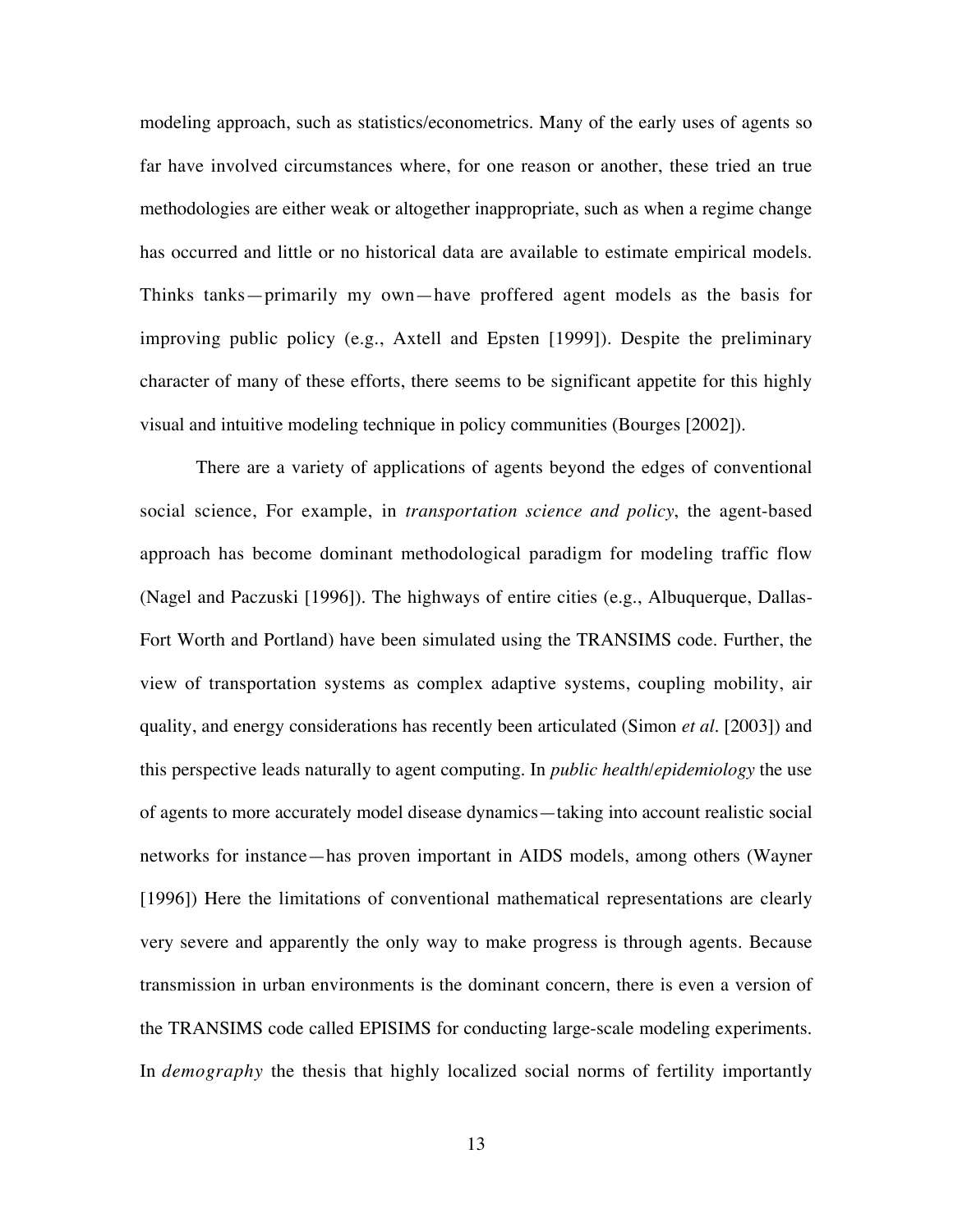modeling approach, such as statistics/econometrics. Many of the early uses of agents so far have involved circumstances where, for one reason or another, these tried an true methodologies are either weak or altogether inappropriate, such as when a regime change has occurred and little or no historical data are available to estimate empirical models. Thinks tanks—primarily my own—have proffered agent models as the basis for improving public policy (e.g., Axtell and Epsten [1999]). Despite the preliminary character of many of these efforts, there seems to be significant appetite for this highly visual and intuitive modeling technique in policy communities (Bourges [2002]).

There are a variety of applications of agents beyond the edges of conventional social science, For example, in *transportation science and policy*, the agent-based approach has become dominant methodological paradigm for modeling traffic flow (Nagel and Paczuski [1996]). The highways of entire cities (e.g., Albuquerque, Dallas-Fort Worth and Portland) have been simulated using the TRANSIMS code. Further, the view of transportation systems as complex adaptive systems, coupling mobility, air quality, and energy considerations has recently been articulated (Simon *et al.* [2003]) and this perspective leads naturally to agent computing. In *public health/epidemiology* the use of agents to more accurately model disease dynamics—taking into account realistic social networks for instance—has proven important in AIDS models, among others (Wayner [1996]) Here the limitations of conventional mathematical representations are clearly very severe and apparently the only way to make progress is through agents. Because transmission in urban environments is the dominant concern, there is even a version of the TRANSIMS code called EPISIMS for conducting large-scale modeling experiments. In *demography* the thesis that highly localized social norms of fertility importantly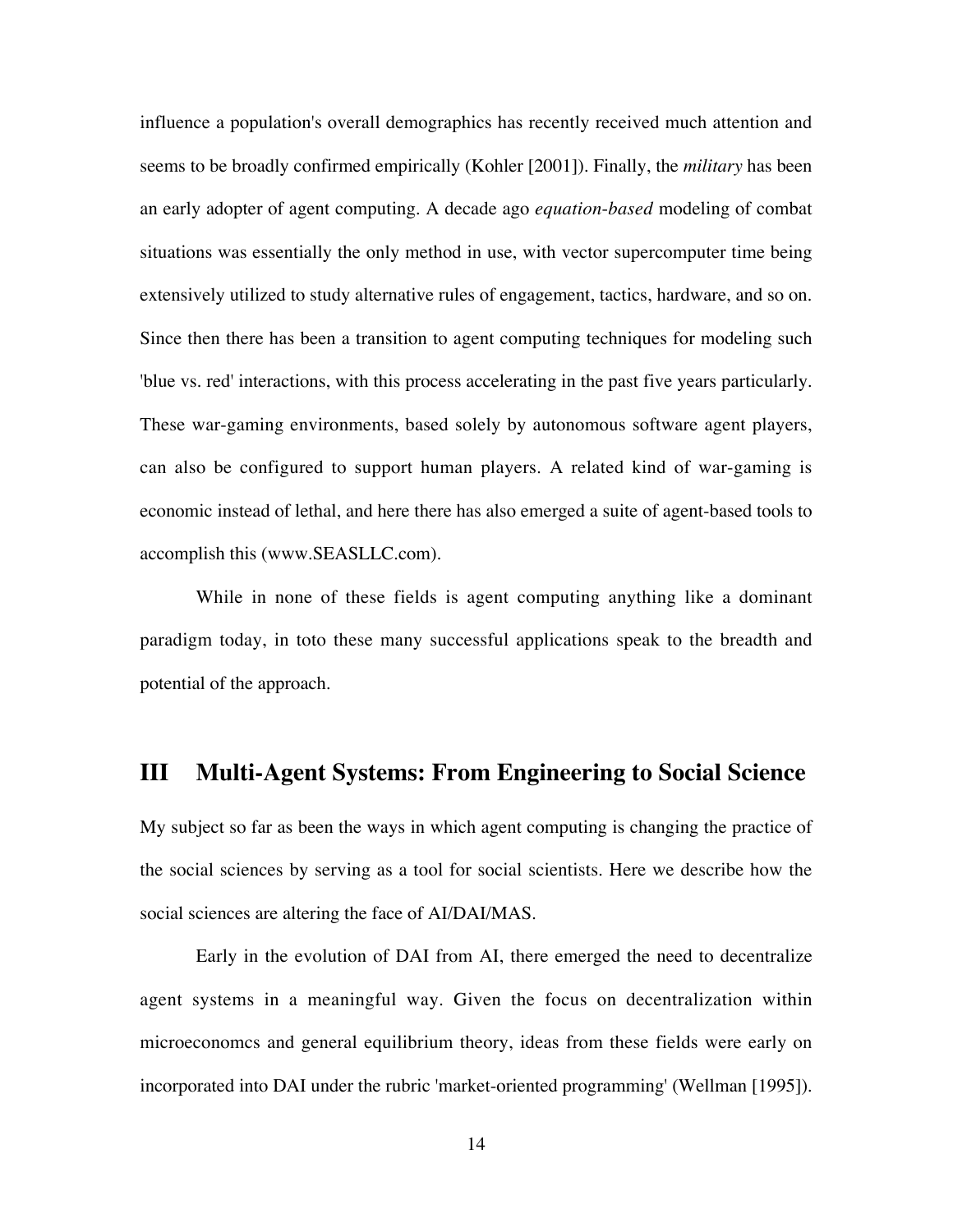influence a population's overall demographics has recently received much attention and seems to be broadly confirmed empirically (Kohler [2001]). Finally, the *military* has been an early adopter of agent computing. A decade ago *equation-based* modeling of combat situations was essentially the only method in use, with vector supercomputer time being extensively utilized to study alternative rules of engagement, tactics, hardware, and so on. Since then there has been a transition to agent computing techniques for modeling such 'blue vs. red' interactions, with this process accelerating in the past five years particularly. These war-gaming environments, based solely by autonomous software agent players, can also be configured to support human players. A related kind of war-gaming is economic instead of lethal, and here there has also emerged a suite of agent-based tools to accomplish this (www.SEASLLC.com).

While in none of these fields is agent computing anything like a dominant paradigm today, in toto these many successful applications speak to the breadth and potential of the approach.

## III Multi-Agent Systems: From Engineering to Social Science

My subject so far as been the ways in which agent computing is changing the practice of the social sciences by serving as a tool for social scientists. Here we describe how the social sciences are altering the face of AI/DAI/MAS.

Early in the evolution of DAI from AI, there emerged the need to decentralize agent systems in a meaningful way. Given the focus on decentralization within microeconomcs and general equilibrium theory, ideas from these fields were early on incorporated into DAI under the rubric 'market-oriented programming' (Wellman [1995]).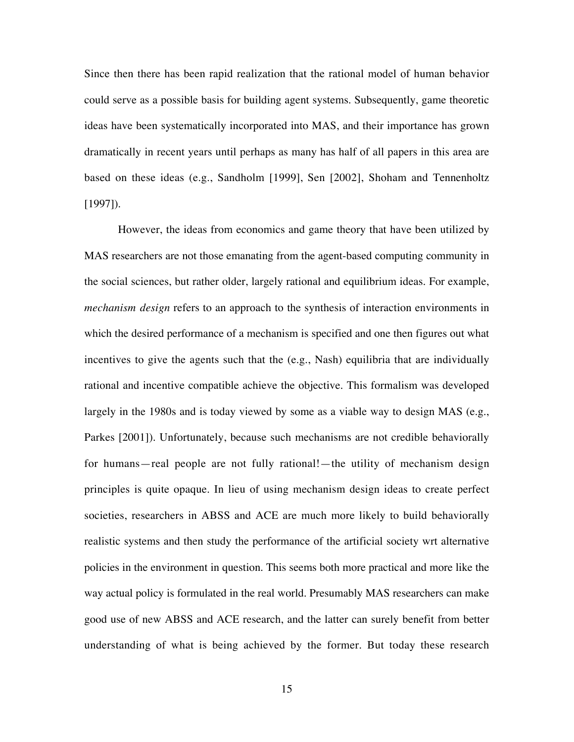Since then there has been rapid realization that the rational model of human behavior could serve as a possible basis for building agent systems. Subsequently, game theoretic ideas have been systematically incorporated into MAS, and their importance has grown dramatically in recent years until perhaps as many has half of all papers in this area are based on these ideas (e.g., Sandholm [1999], Sen [2002], Shoham and Tennenholtz [1997]).

However, the ideas from economics and game theory that have been utilized by MAS researchers are not those emanating from the agent-based computing community in the social sciences, but rather older, largely rational and equilibrium ideas. For example, *mechanism design* refers to an approach to the synthesis of interaction environments in which the desired performance of a mechanism is specified and one then figures out what incentives to give the agents such that the (e.g., Nash) equilibria that are individually rational and incentive compatible achieve the objective. This formalism was developed largely in the 1980s and is today viewed by some as a viable way to design MAS (e.g., Parkes [2001]). Unfortunately, because such mechanisms are not credible behaviorally for humans—real people are not fully rational!—the utility of mechanism design principles is quite opaque. In lieu of using mechanism design ideas to create perfect societies, researchers in ABSS and ACE are much more likely to build behaviorally realistic systems and then study the performance of the artificial society wrt alternative policies in the environment in question. This seems both more practical and more like the way actual policy is formulated in the real world. Presumably MAS researchers can make good use of new ABSS and ACE research, and the latter can surely benefit from better understanding of what is being achieved by the former. But today these research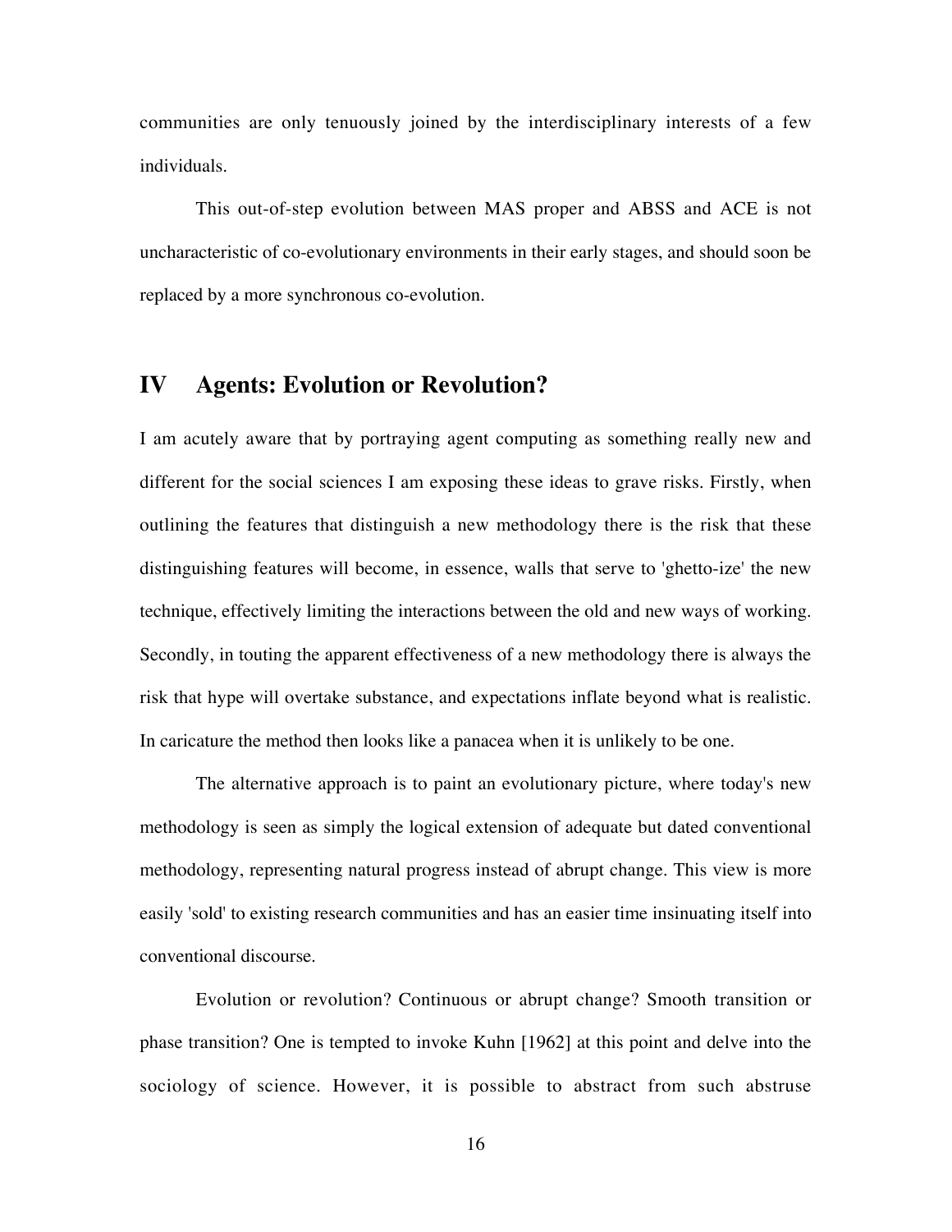communities are only tenuously joined by the interdisciplinary interests of a few individuals.

This out-of-step evolution between MAS proper and ABSS and ACE is not uncharacteristic of co-evolutionary environments in their early stages, and should soon be replaced by a more synchronous co-evolution.

## IV Agents: Evolution or Revolution?

I am acutely aware that by portraying agent computing as something really new and different for the social sciences I am exposing these ideas to grave risks. Firstly, when outlining the features that distinguish a new methodology there is the risk that these distinguishing features will become, in essence, walls that serve to 'ghetto-ize' the new technique, effectively limiting the interactions between the old and new ways of working. Secondly, in touting the apparent effectiveness of a new methodology there is always the risk that hype will overtake substance, and expectations inflate beyond what is realistic. In caricature the method then looks like a panacea when it is unlikely to be one.

The alternative approach is to paint an evolutionary picture, where today's new methodology is seen as simply the logical extension of adequate but dated conventional methodology, representing natural progress instead of abrupt change. This view is more easily 'sold' to existing research communities and has an easier time insinuating itself into conventional discourse.

Evolution or revolution? Continuous or abrupt change? Smooth transition or phase transition? One is tempted to invoke Kuhn [1962] at this point and delve into the sociology of science. However, it is possible to abstract from such abstruse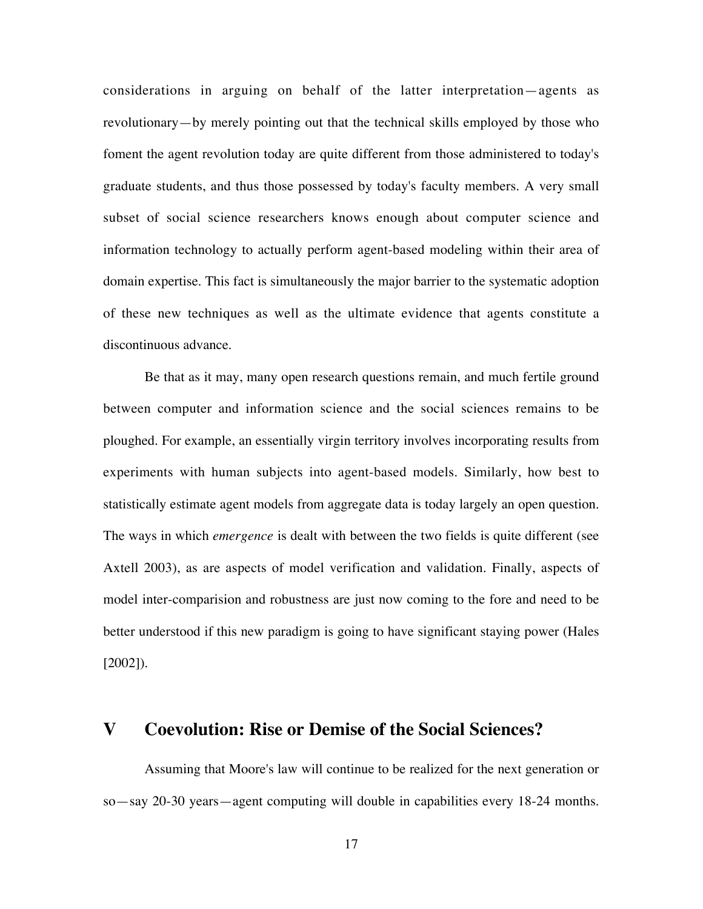considerations in arguing on behalf of the latter interpretation—agents as revolutionary—by merely pointing out that the technical skills employed by those who foment the agent revolution today are quite different from those administered to today's graduate students, and thus those possessed by today's faculty members. A very small subset of social science researchers knows enough about computer science and information technology to actually perform agent-based modeling within their area of domain expertise. This fact is simultaneously the major barrier to the systematic adoption of these new techniques as well as the ultimate evidence that agents constitute a discontinuous advance.

Be that as it may, many open research questions remain, and much fertile ground between computer and information science and the social sciences remains to be ploughed. For example, an essentially virgin territory involves incorporating results from experiments with human subjects into agent-based models. Similarly, how best to statistically estimate agent models from aggregate data is today largely an open question. The ways in which *emergence* is dealt with between the two fields is quite different (see Axtell 2003), as are aspects of model verification and validation. Finally, aspects of model inter-comparision and robustness are just now coming to the fore and need to be better understood if this new paradigm is going to have significant staying power (Hales [2002]).

## V Coevolution: Rise or Demise of the Social Sciences?

Assuming that Moore's law will continue to be realized for the next generation or so—say 20-30 years—agent computing will double in capabilities every 18-24 months.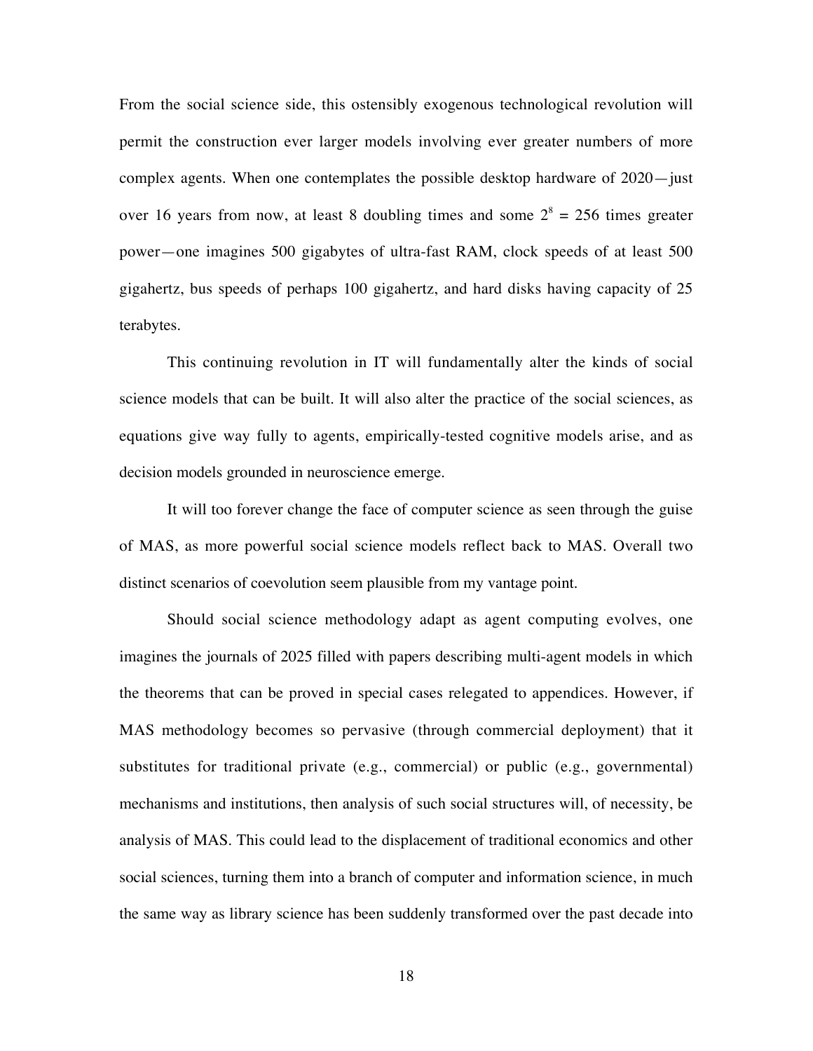From the social science side, this ostensibly exogenous technological revolution will permit the construction ever larger models involving ever greater numbers of more complex agents. When one contemplates the possible desktop hardware of 2020—just over 16 years from now, at least 8 doubling times and some $2^8 = 256$ times greater power—one imagines 500 gigabytes of ultra-fast RAM, clock speeds of at least 500 gigahertz, bus speeds of perhaps 100 gigahertz, and hard disks having capacity of 25 terabytes.

This continuing revolution in IT will fundamentally alter the kinds of social science models that can be built. It will also alter the practice of the social sciences, as equations give way fully to agents, empirically-tested cognitive models arise, and as decision models grounded in neuroscience emerge.

It will too forever change the face of computer science as seen through the guise of MAS, as more powerful social science models reflect back to MAS. Overall two distinct scenarios of coevolution seem plausible from my vantage point.

Should social science methodology adapt as agent computing evolves, one imagines the journals of 2025 filled with papers describing multi-agent models in which the theorems that can be proved in special cases relegated to appendices. However, if MAS methodology becomes so pervasive (through commercial deployment) that it substitutes for traditional private (e.g., commercial) or public (e.g., governmental) mechanisms and institutions, then analysis of such social structures will, of necessity, be analysis of MAS. This could lead to the displacement of traditional economics and other social sciences, turning them into a branch of computer and information science, in much the same way as library science has been suddenly transformed over the past decade into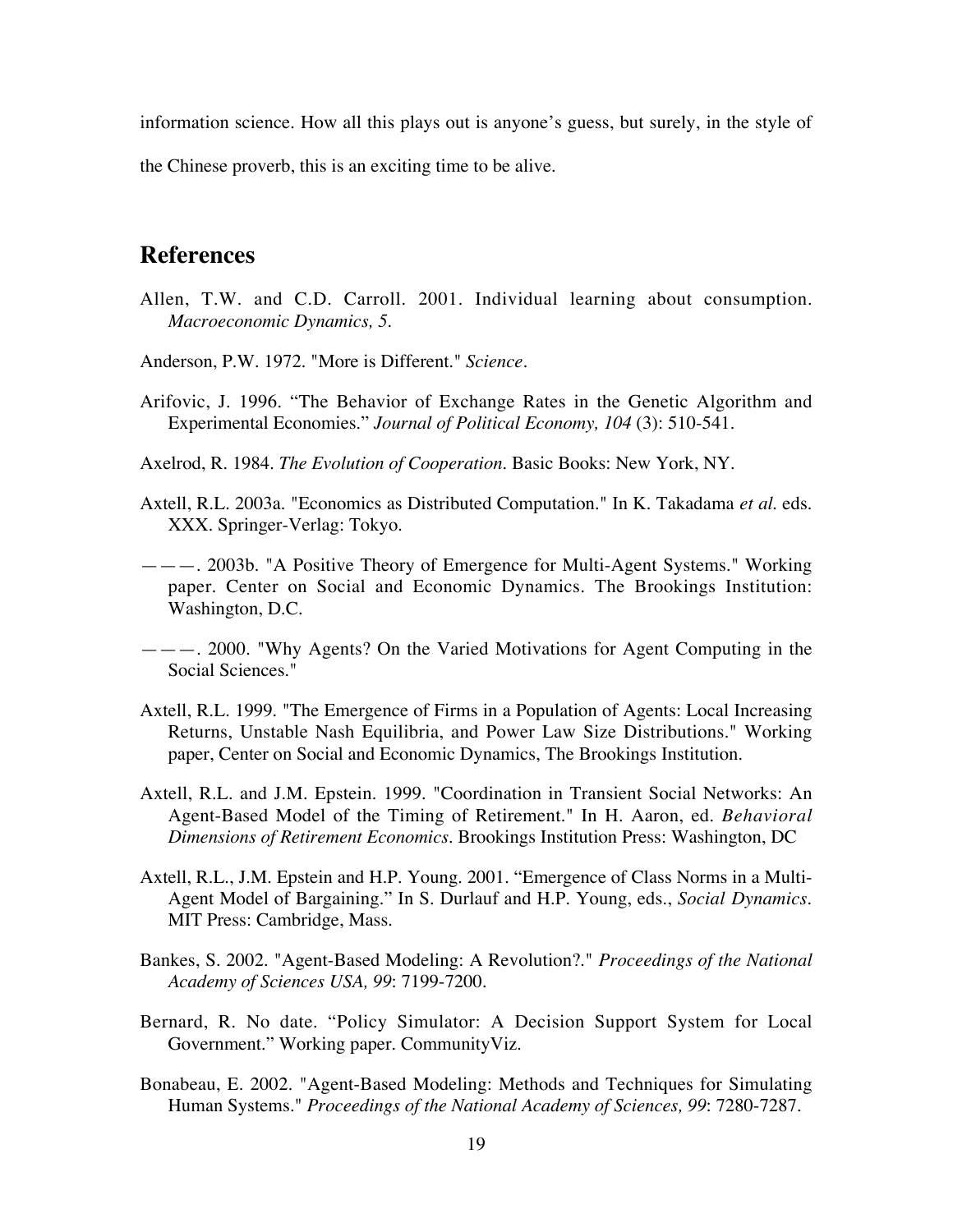information science. How all this plays out is anyone's guess, but surely, in the style of the Chinese proverb, this is an exciting time to be alive.

## References

Allen, T.W. and C.D. Carroll. 2001. Individual learning about consumption. *Macroeconomic Dynamics, 5*.

Anderson, P.W. 1972. "More is Different." *Science*.

Arifovic, J. 1996. "The Behavior of Exchange Rates in the Genetic Algorithm and Experimental Economies." *Journal of Political Economy, 104* (3): 510-541.

Axelrod, R. 1984. *The Evolution of Cooperation*. Basic Books: New York, NY.

Axtell, R.L. 2003a. "Economics as Distributed Computation." In K. Takadama *et al.* eds. XXX. Springer-Verlag: Tokyo.

———. 2003b. "A Positive Theory of Emergence for Multi-Agent Systems." Working paper. Center on Social and Economic Dynamics. The Brookings Institution: Washington, D.C.

———. 2000. "Why Agents? On the Varied Motivations for Agent Computing in the Social Sciences."

Axtell, R.L. 1999. "The Emergence of Firms in a Population of Agents: Local Increasing Returns, Unstable Nash Equilibria, and Power Law Size Distributions." Working paper, Center on Social and Economic Dynamics, The Brookings Institution.

Axtell, R.L. and J.M. Epstein. 1999. "Coordination in Transient Social Networks: An Agent-Based Model of the Timing of Retirement." In H. Aaron, ed. *Behavioral Dimensions of Retirement Economics*. Brookings Institution Press: Washington, DC

Axtell, R.L., J.M. Epstein and H.P. Young. 2001. "Emergence of Class Norms in a Multi-Agent Model of Bargaining." In S. Durlauf and H.P. Young, eds., *Social Dynamics*. MIT Press: Cambridge, Mass.

Bankes, S. 2002. "Agent-Based Modeling: A Revolution?." *Proceedings of the National Academy of Sciences USA, 99*: 7199-7200.

Bernard, R. No date. "Policy Simulator: A Decision Support System for Local Government." Working paper. CommunityViz.

Bonabeau, E. 2002. "Agent-Based Modeling: Methods and Techniques for Simulating Human Systems." *Proceedings of the National Academy of Sciences, 99*: 7280-7287.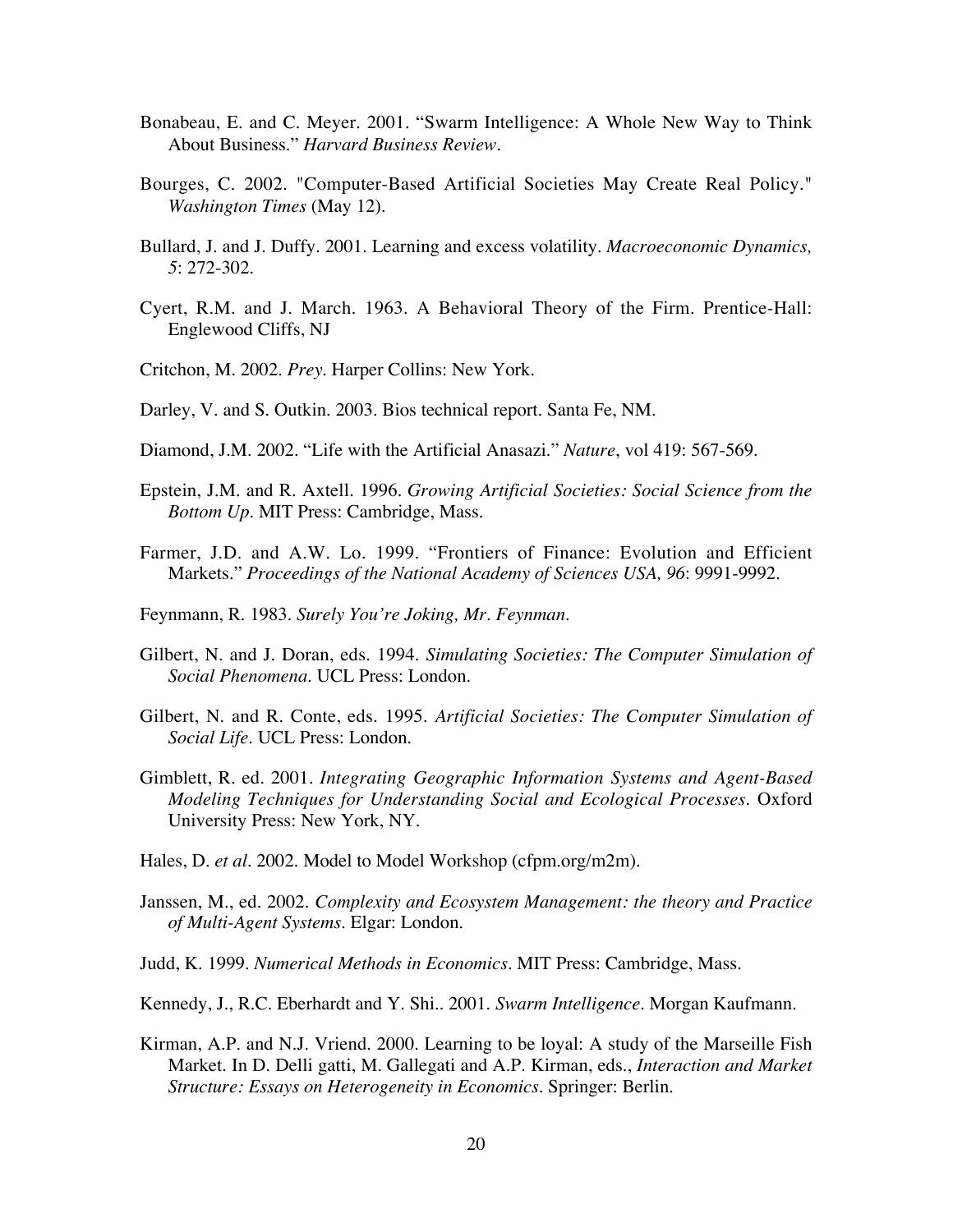Bonabeau, E. and C. Meyer. 2001. "Swarm Intelligence: A Whole New Way to Think About Business." *Harvard Business Review*.

Bourges, C. 2002. "Computer-Based Artificial Societies May Create Real Policy." *Washington Times* (May 12).

Bullard, J. and J. Duffy. 2001. Learning and excess volatility. *Macroeconomic Dynamics, 5*: 272-302.

Cyert, R.M. and J. March. 1963. A Behavioral Theory of the Firm. Prentice-Hall: Englewood Cliffs, NJ

Critchon, M. 2002. *Prey*. Harper Collins: New York.

Darley, V. and S. Outkin. 2003. Bios technical report. Santa Fe, NM.

Diamond, J.M. 2002. "Life with the Artificial Anasazi." *Nature*, vol 419: 567-569.

Epstein, J.M. and R. Axtell. 1996. *Growing Artificial Societies: Social Science from the Bottom Up*. MIT Press: Cambridge, Mass.

Farmer, J.D. and A.W. Lo. 1999. "Frontiers of Finance: Evolution and Efficient Markets." *Proceedings of the National Academy of Sciences USA, 96*: 9991-9992.

Feynmann, R. 1983. *Surely You're Joking, Mr. Feynman*.

Gilbert, N. and J. Doran, eds. 1994. *Simulating Societies: The Computer Simulation of Social Phenomena*. UCL Press: London.

Gilbert, N. and R. Conte, eds. 1995. *Artificial Societies: The Computer Simulation of Social Life*. UCL Press: London.

Gimblett, R. ed. 2001. *Integrating Geographic Information Systems and Agent-Based Modeling Techniques for Understanding Social and Ecological Processes*. Oxford University Press: New York, NY.

Hales, D. *et al*. 2002. Model to Model Workshop (cfpm.org/m2m).

Janssen, M., ed. 2002. *Complexity and Ecosystem Management: the theory and Practice of Multi-Agent Systems*. Elgar: London.

Judd, K. 1999. *Numerical Methods in Economics*. MIT Press: Cambridge, Mass.

Kennedy, J., R.C. Eberhardt and Y. Shi.. 2001. *Swarm Intelligence*. Morgan Kaufmann.

Kirman, A.P. and N.J. Vriend. 2000. Learning to be loyal: A study of the Marseille Fish Market. In D. Delli gatti, M. Gallegati and A.P. Kirman, eds., *Interaction and Market Structure: Essays on Heterogeneity in Economics*. Springer: Berlin.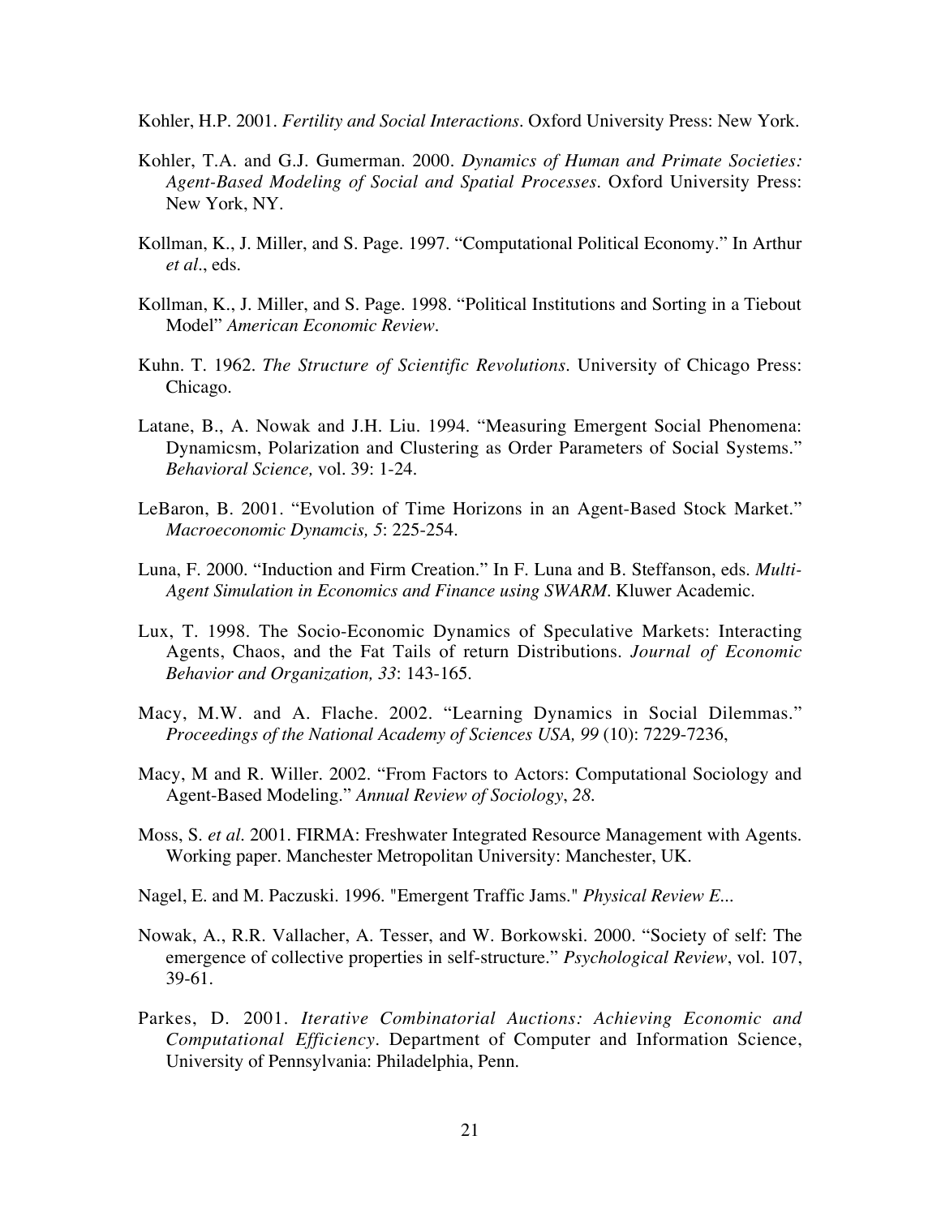Kohler, H.P. 2001. *Fertility and Social Interactions*. Oxford University Press: New York.

Kohler, T.A. and G.J. Gumerman. 2000. *Dynamics of Human and Primate Societies: Agent-Based Modeling of Social and Spatial Processes*. Oxford University Press: New York, NY.

Kollman, K., J. Miller, and S. Page. 1997. "Computational Political Economy." In Arthur *et al*., eds.

Kollman, K., J. Miller, and S. Page. 1998. "Political Institutions and Sorting in a Tiebout Model" *American Economic Review*.

Kuhn. T. 1962. *The Structure of Scientific Revolutions*. University of Chicago Press: Chicago.

Latane, B., A. Nowak and J.H. Liu. 1994. "Measuring Emergent Social Phenomena: Dynamicsm, Polarization and Clustering as Order Parameters of Social Systems." *Behavioral Science,* vol. 39: 1-24.

LeBaron, B. 2001. "Evolution of Time Horizons in an Agent-Based Stock Market." *Macroeconomic Dynamcis, 5*: 225-254.

Luna, F. 2000. "Induction and Firm Creation." In F. Luna and B. Steffanson, eds. *Multi-Agent Simulation in Economics and Finance using SWARM*. Kluwer Academic.

Lux, T. 1998. The Socio-Economic Dynamics of Speculative Markets: Interacting Agents, Chaos, and the Fat Tails of return Distributions. *Journal of Economic Behavior and Organization, 33*: 143-165.

Macy, M.W. and A. Flache. 2002. "Learning Dynamics in Social Dilemmas." *Proceedings of the National Academy of Sciences USA, 99* (10): 7229-7236,

Macy, M and R. Willer. 2002. "From Factors to Actors: Computational Sociology and Agent-Based Modeling." *Annual Review of Sociology*, *28*.

Moss, S. *et al*. 2001. FIRMA: Freshwater Integrated Resource Management with Agents. Working paper. Manchester Metropolitan University: Manchester, UK.

Nagel, E. and M. Paczuski. 1996. "Emergent Traffic Jams." *Physical Review E*...

Nowak, A., R.R. Vallacher, A. Tesser, and W. Borkowski. 2000. "Society of self: The emergence of collective properties in self-structure." *Psychological Review*, vol. 107, 39-61.

Parkes, D. 2001. *Iterative Combinatorial Auctions: Achieving Economic and Computational Efficiency*. Department of Computer and Information Science, University of Pennsylvania: Philadelphia, Penn.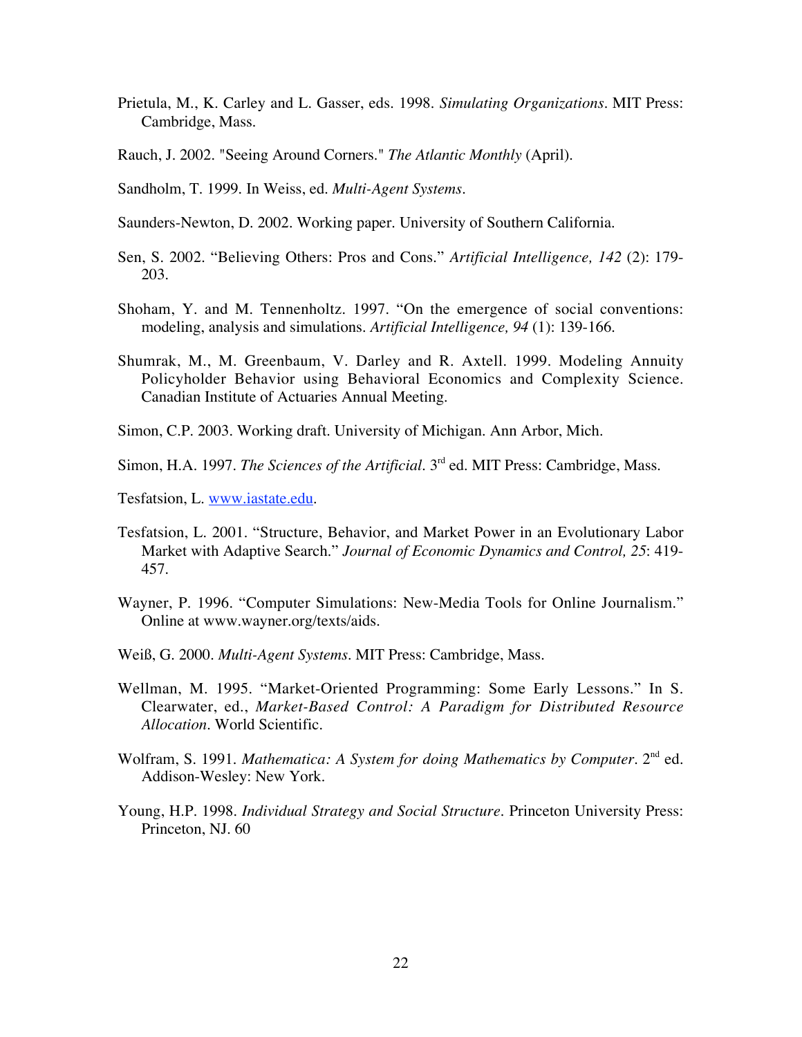Prietula, M., K. Carley and L. Gasser, eds. 1998. *Simulating Organizations*. MIT Press: Cambridge, Mass.

Rauch, J. 2002. "Seeing Around Corners." *The Atlantic Monthly* (April).

Sandholm, T. 1999. In Weiss, ed. *Multi-Agent Systems*.

Saunders-Newton, D. 2002. Working paper. University of Southern California.

Sen, S. 2002. "Believing Others: Pros and Cons." *Artificial Intelligence, 142* (2): 179-203.

Shoham, Y. and M. Tennenholtz. 1997. "On the emergence of social conventions: modeling, analysis and simulations. *Artificial Intelligence, 94* (1): 139-166.

Shumrak, M., M. Greenbaum, V. Darley and R. Axtell. 1999. Modeling Annuity Policyholder Behavior using Behavioral Economics and Complexity Science. Canadian Institute of Actuaries Annual Meeting.

Simon, C.P. 2003. Working draft. University of Michigan. Ann Arbor, Mich.

Simon, H.A. 1997. *The Sciences of the Artificial*. 3rd ed. MIT Press: Cambridge, Mass.

Tesfatsion, L. www.iastate.edu.

Tesfatsion, L. 2001. "Structure, Behavior, and Market Power in an Evolutionary Labor Market with Adaptive Search." *Journal of Economic Dynamics and Control, 25*: 419-457.

Wayner, P. 1996. "Computer Simulations: New-Media Tools for Online Journalism." Online at www.wayner.org/texts/aids.

Weiß, G. 2000. *Multi-Agent Systems*. MIT Press: Cambridge, Mass.

Wellman, M. 1995. "Market-Oriented Programming: Some Early Lessons." In S. Clearwater, ed., *Market-Based Control: A Paradigm for Distributed Resource Allocation*. World Scientific.

Wolfram, S. 1991. *Mathematica: A System for doing Mathematics by Computer*. 2nd ed. Addison-Wesley: New York.

Young, H.P. 1998. *Individual Strategy and Social Structure*. Princeton University Press: Princeton, NJ. 60